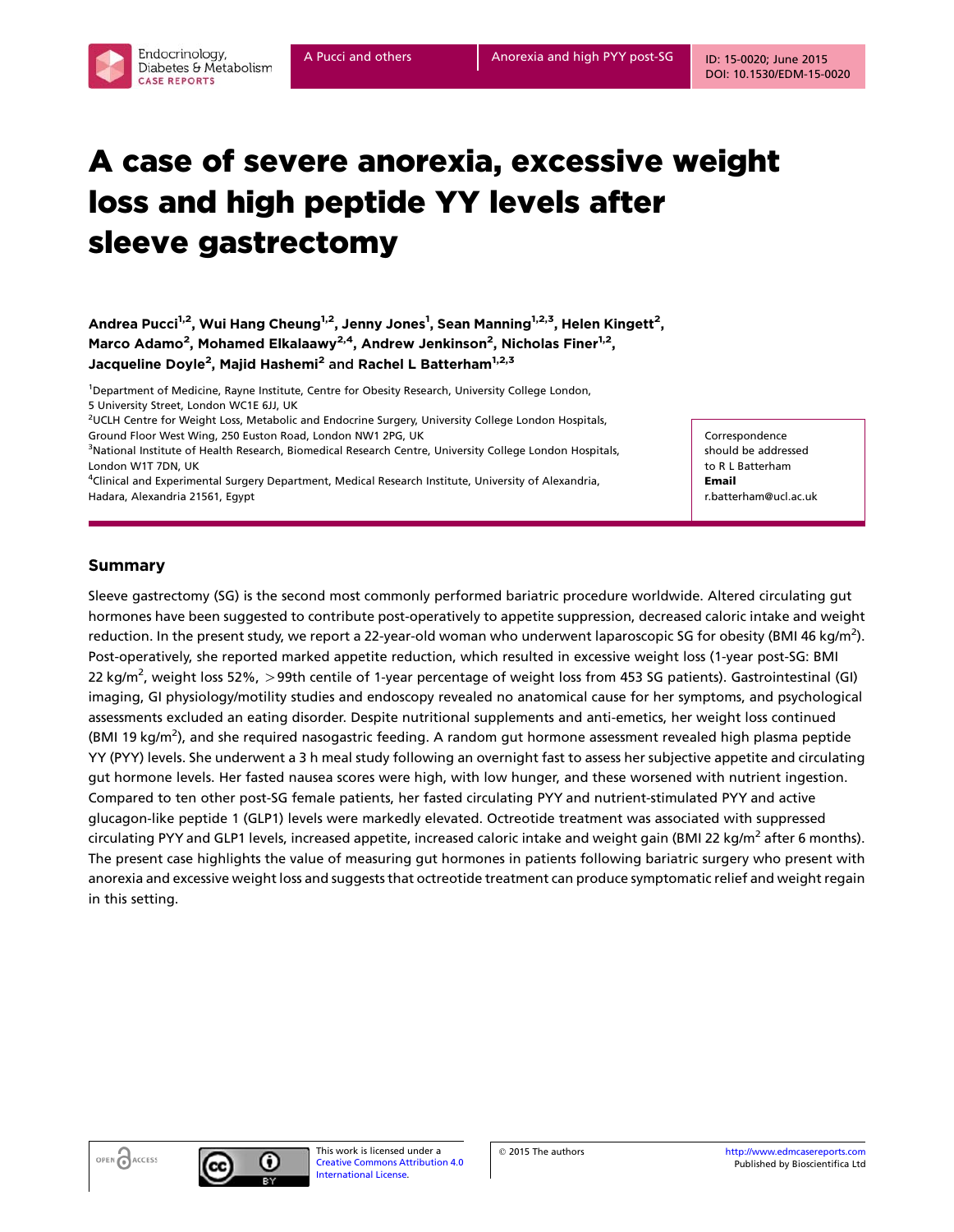# A case of severe anorexia, excessive weight loss and high peptide YY levels after sleeve gastrectomy

**Andrea Pucci[1,2], Wui Hang Cheung[1,2], Jenny Jones[1], Sean Manning[1,2,3], Helen Kingett[2], Marco Adamo[2], Mohamed Elkalaawy[2,4], Andrew Jenkinson[2], Nicholas Finer[1,2], Jacqueline Doyle[2], Majid Hashemi[2] and Rachel L Batterham[1,2,3]**

[1]Department of Medicine, Rayne Institute, Centre for Obesity Research, University College London, 5 University Street, London WC1E 6JJ, UK
[2]UCLH Centre for Weight Loss, Metabolic and Endocrine Surgery, University College London Hospitals, Ground Floor West Wing, 250 Euston Road, London NW1 2PG, UK
[3]National Institute of Health Research, Biomedical Research Centre, University College London Hospitals, London W1T 7DN, UK
[4]Clinical and Experimental Surgery Department, Medical Research Institute, University of Alexandria, Hadara, Alexandria 21561, Egypt

Correspondence should be addressed to R L Batterham
**Email**
r.batterham@ucl.ac.uk

## Summary

Sleeve gastrectomy (SG) is the second most commonly performed bariatric procedure worldwide. Altered circulating gut hormones have been suggested to contribute post-operatively to appetite suppression, decreased caloric intake and weight reduction. In the present study, we report a 22-year-old woman who underwent laparoscopic SG for obesity (BMI 46 kg/m$^2$). Post-operatively, she reported marked appetite reduction, which resulted in excessive weight loss (1-year post-SG: BMI 22 kg/m$^2$, weight loss 52%, >99th centile of 1-year percentage of weight loss from 453 SG patients). Gastrointestinal (GI) imaging, GI physiology/motility studies and endoscopy revealed no anatomical cause for her symptoms, and psychological assessments excluded an eating disorder. Despite nutritional supplements and anti-emetics, her weight loss continued (BMI 19 kg/m$^2$), and she required nasogastric feeding. A random gut hormone assessment revealed high plasma peptide YY (PYY) levels. She underwent a 3 h meal study following an overnight fast to assess her subjective appetite and circulating gut hormone levels. Her fasted nausea scores were high, with low hunger, and these worsened with nutrient ingestion. Compared to ten other post-SG female patients, her fasted circulating PYY and nutrient-stimulated PYY and active glucagon-like peptide 1 (GLP1) levels were markedly elevated. Octreotide treatment was associated with suppressed circulating PYY and GLP1 levels, increased appetite, increased caloric intake and weight gain (BMI 22 kg/m$^2$ after 6 months). The present case highlights the value of measuring gut hormones in patients following bariatric surgery who present with anorexia and excessive weight loss and suggests that octreotide treatment can produce symptomatic relief and weight regain in this setting.

This work is licensed under a Creative Commons Attribution 4.0 International License.

© 2015 The authors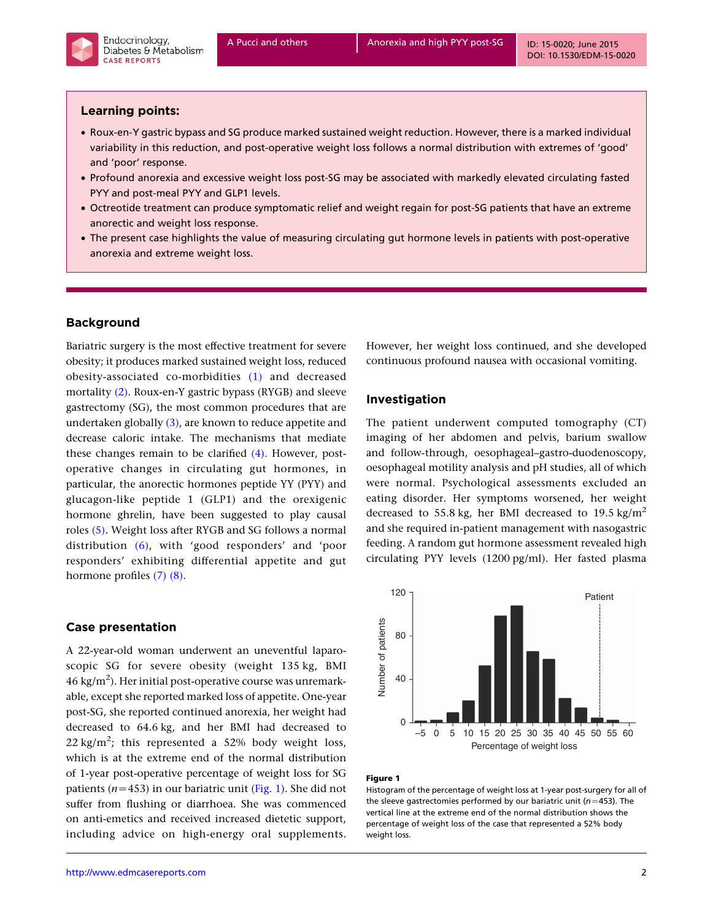## Learning points:

- Roux-en-Y gastric bypass and SG produce marked sustained weight reduction. However, there is a marked individual variability in this reduction, and post-operative weight loss follows a normal distribution with extremes of 'good' and 'poor' response.
- Profound anorexia and excessive weight loss post-SG may be associated with markedly elevated circulating fasted PYY and post-meal PYY and GLP1 levels.
- Octreotide treatment can produce symptomatic relief and weight regain for post-SG patients that have an extreme anorectic and weight loss response.
- The present case highlights the value of measuring circulating gut hormone levels in patients with post-operative anorexia and extreme weight loss.

## Background

Bariatric surgery is the most effective treatment for severe obesity; it produces marked sustained weight loss, reduced obesity-associated co-morbidities (1) and decreased mortality (2). Roux-en-Y gastric bypass (RYGB) and sleeve gastrectomy (SG), the most common procedures that are undertaken globally (3), are known to reduce appetite and decrease caloric intake. The mechanisms that mediate these changes remain to be clarified (4). However, post-operative changes in circulating gut hormones, in particular, the anorectic hormones peptide YY (PYY) and glucagon-like peptide 1 (GLP1) and the orexigenic hormone ghrelin, have been suggested to play causal roles (5). Weight loss after RYGB and SG follows a normal distribution (6), with 'good responders' and 'poor responders' exhibiting differential appetite and gut hormone profiles (7) (8).

## Case presentation

A 22-year-old woman underwent an uneventful laparoscopic SG for severe obesity (weight 135 kg, BMI 46 kg/m$^2$). Her initial post-operative course was unremarkable, except she reported marked loss of appetite. One-year post-SG, she reported continued anorexia, her weight had decreased to 64.6 kg, and her BMI had decreased to 22 kg/m$^2$; this represented a 52% body weight loss, which is at the extreme end of the normal distribution of 1-year post-operative percentage of weight loss for SG patients ($n$=453) in our bariatric unit (Fig. 1). She did not suffer from flushing or diarrhoea. She was commenced on anti-emetics and received increased dietetic support, including advice on high-energy oral supplements. However, her weight loss continued, and she developed continuous profound nausea with occasional vomiting.

## Investigation

The patient underwent computed tomography (CT) imaging of her abdomen and pelvis, barium swallow and follow-through, oesophageal–gastro-duodenoscopy, oesophageal motility analysis and pH studies, all of which were normal. Psychological assessments excluded an eating disorder. Her symptoms worsened, her weight decreased to 55.8 kg, her BMI decreased to 19.5 kg/m$^2$ and she required in-patient management with nasogastric feeding. A random gut hormone assessment revealed high circulating PYY levels (1200 pg/ml). Her fasted plasma

**Figure 1**
Histogram of the percentage of weight loss at 1-year post-surgery for all of the sleeve gastrectomies performed by our bariatric unit ($n$=453). The vertical line at the extreme end of the normal distribution shows the percentage of weight loss of the case that represented a 52% body weight loss.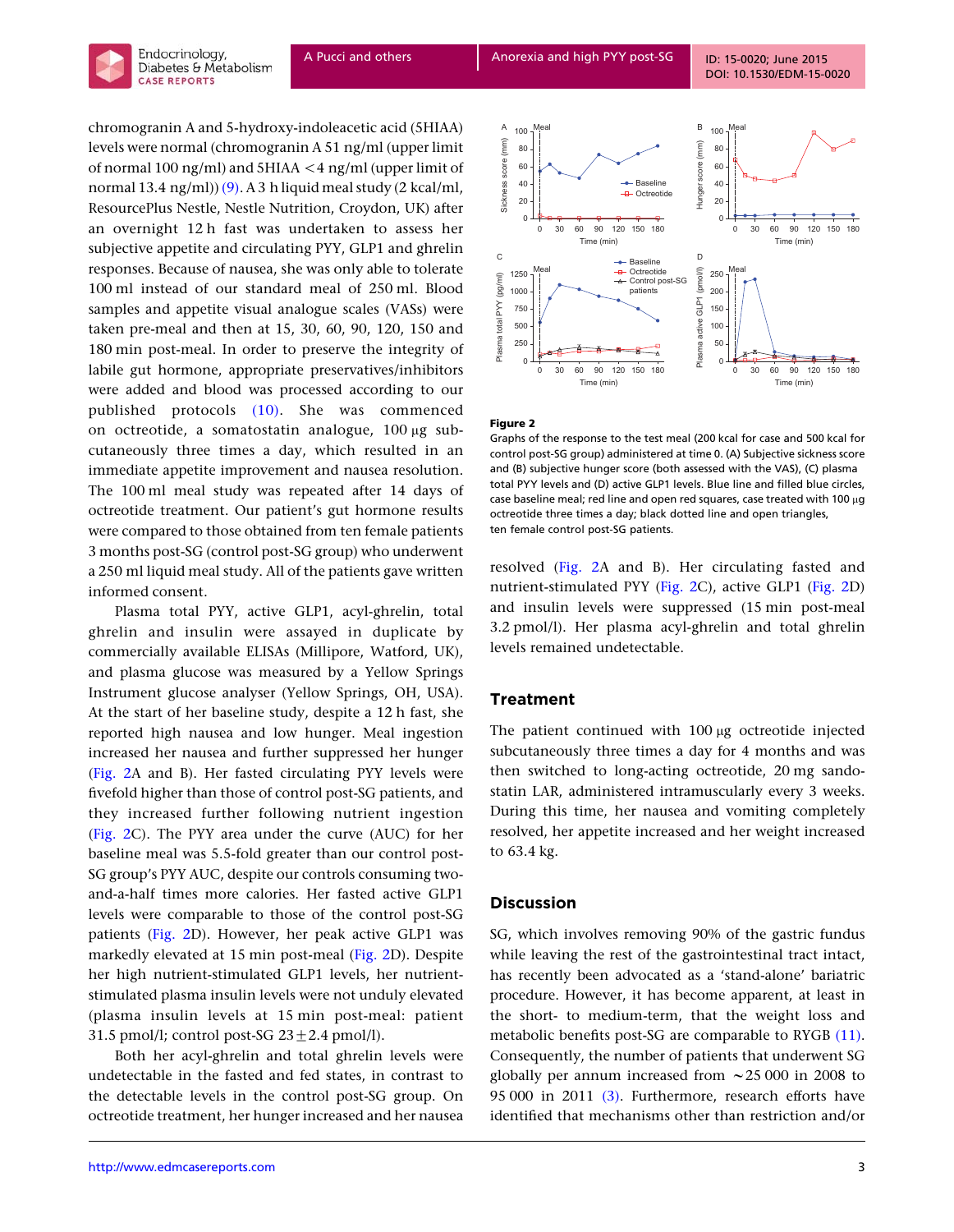chromogranin A and 5-hydroxy-indoleacetic acid (5HIAA) levels were normal (chromogranin A 51 ng/ml (upper limit of normal 100 ng/ml) and 5HIAA <4 ng/ml (upper limit of normal 13.4 ng/ml)) (9). A 3 h liquid meal study (2 kcal/ml, ResourcePlus Nestle, Nestle Nutrition, Croydon, UK) after an overnight 12 h fast was undertaken to assess her subjective appetite and circulating PYY, GLP1 and ghrelin responses. Because of nausea, she was only able to tolerate 100 ml instead of our standard meal of 250 ml. Blood samples and appetite visual analogue scales (VASs) were taken pre-meal and then at 15, 30, 60, 90, 120, 150 and 180 min post-meal. In order to preserve the integrity of labile gut hormone, appropriate preservatives/inhibitors were added and blood was processed according to our published protocols (10). She was commenced on octreotide, a somatostatin analogue, 100 μg subcutaneously three times a day, which resulted in an immediate appetite improvement and nausea resolution. The 100 ml meal study was repeated after 14 days of octreotide treatment. Our patient's gut hormone results were compared to those obtained from ten female patients 3 months post-SG (control post-SG group) who underwent a 250 ml liquid meal study. All of the patients gave written informed consent.

Plasma total PYY, active GLP1, acyl-ghrelin, total ghrelin and insulin were assayed in duplicate by commercially available ELISAs (Millipore, Watford, UK), and plasma glucose was measured by a Yellow Springs Instrument glucose analyser (Yellow Springs, OH, USA). At the start of her baseline study, despite a 12 h fast, she reported high nausea and low hunger. Meal ingestion increased her nausea and further suppressed her hunger (Fig. 2A and B). Her fasted circulating PYY levels were fivefold higher than those of control post-SG patients, and they increased further following nutrient ingestion (Fig. 2C). The PYY area under the curve (AUC) for her baseline meal was 5.5-fold greater than our control post-SG group's PYY AUC, despite our controls consuming two-and-a-half times more calories. Her fasted active GLP1 levels were comparable to those of the control post-SG patients (Fig. 2D). However, her peak active GLP1 was markedly elevated at 15 min post-meal (Fig. 2D). Despite her high nutrient-stimulated GLP1 levels, her nutrient-stimulated plasma insulin levels were not unduly elevated (plasma insulin levels at 15 min post-meal: patient 31.5 pmol/l; control post-SG $23 \pm 2.4$ pmol/l).

Both her acyl-ghrelin and total ghrelin levels were undetectable in the fasted and fed states, in contrast to the detectable levels in the control post-SG group. On octreotide treatment, her hunger increased and her nausea resolved (Fig. 2A and B). Her circulating fasted and nutrient-stimulated PYY (Fig. 2C), active GLP1 (Fig. 2D) and insulin levels were suppressed (15 min post-meal 3.2 pmol/l). Her plasma acyl-ghrelin and total ghrelin levels remained undetectable.

**Figure 2**

Graphs of the response to the test meal (200 kcal for case and 500 kcal for control post-SG group) administered at time 0. (A) Subjective sickness score and (B) subjective hunger score (both assessed with the VAS), (C) plasma total PYY levels and (D) active GLP1 levels. Blue line and filled blue circles, case baseline meal; red line and open red squares, case treated with 100 μg octreotide three times a day; black dotted line and open triangles, ten female control post-SG patients.

## Treatment

The patient continued with 100 μg octreotide injected subcutaneously three times a day for 4 months and was then switched to long-acting octreotide, 20 mg sandostatin LAR, administered intramuscularly every 3 weeks. During this time, her nausea and vomiting completely resolved, her appetite increased and her weight increased to 63.4 kg.

## Discussion

SG, which involves removing 90% of the gastric fundus while leaving the rest of the gastrointestinal tract intact, has recently been advocated as a 'stand-alone' bariatric procedure. However, it has become apparent, at least in the short- to medium-term, that the weight loss and metabolic benefits post-SG are comparable to RYGB (11). Consequently, the number of patients that underwent SG globally per annum increased from ~25 000 in 2008 to 95 000 in 2011 (3). Furthermore, research efforts have identified that mechanisms other than restriction and/or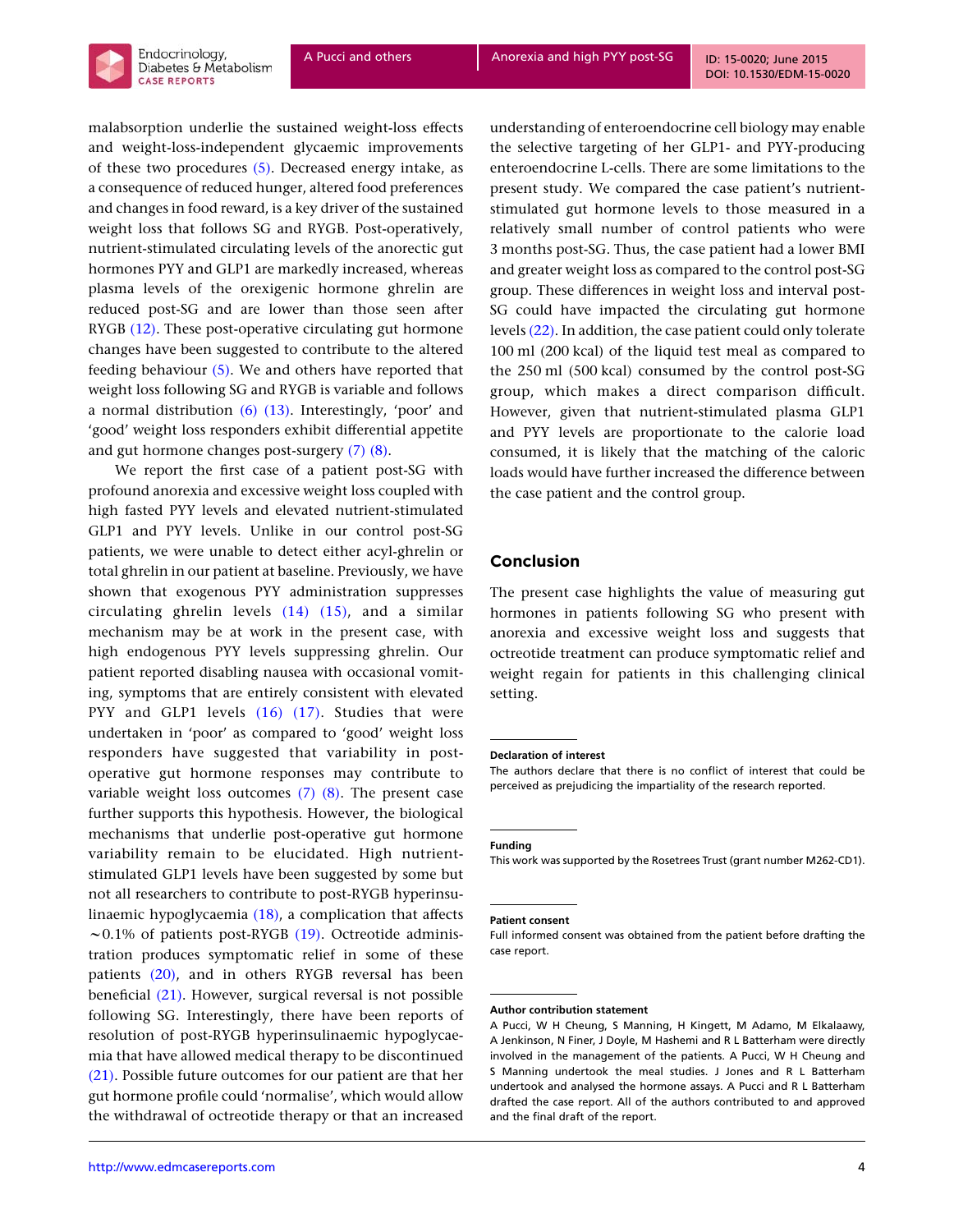malabsorption underlie the sustained weight-loss effects and weight-loss-independent glycaemic improvements of these two procedures (5). Decreased energy intake, as a consequence of reduced hunger, altered food preferences and changes in food reward, is a key driver of the sustained weight loss that follows SG and RYGB. Post-operatively, nutrient-stimulated circulating levels of the anorectic gut hormones PYY and GLP1 are markedly increased, whereas plasma levels of the orexigenic hormone ghrelin are reduced post-SG and are lower than those seen after RYGB (12). These post-operative circulating gut hormone changes have been suggested to contribute to the altered feeding behaviour (5). We and others have reported that weight loss following SG and RYGB is variable and follows a normal distribution (6) (13). Interestingly, 'poor' and 'good' weight loss responders exhibit differential appetite and gut hormone changes post-surgery (7) (8).

We report the first case of a patient post-SG with profound anorexia and excessive weight loss coupled with high fasted PYY levels and elevated nutrient-stimulated GLP1 and PYY levels. Unlike in our control post-SG patients, we were unable to detect either acyl-ghrelin or total ghrelin in our patient at baseline. Previously, we have shown that exogenous PYY administration suppresses circulating ghrelin levels (14) (15), and a similar mechanism may be at work in the present case, with high endogenous PYY levels suppressing ghrelin. Our patient reported disabling nausea with occasional vomiting, symptoms that are entirely consistent with elevated PYY and GLP1 levels (16) (17). Studies that were undertaken in 'poor' as compared to 'good' weight loss responders have suggested that variability in post-operative gut hormone responses may contribute to variable weight loss outcomes (7) (8). The present case further supports this hypothesis. However, the biological mechanisms that underlie post-operative gut hormone variability remain to be elucidated. High nutrient-stimulated GLP1 levels have been suggested by some but not all researchers to contribute to post-RYGB hyperinsulinaemic hypoglycaemia (18), a complication that affects ~0.1% of patients post-RYGB (19). Octreotide administration produces symptomatic relief in some of these patients (20), and in others RYGB reversal has been beneficial (21). However, surgical reversal is not possible following SG. Interestingly, there have been reports of resolution of post-RYGB hyperinsulinaemic hypoglycaemia that have allowed medical therapy to be discontinued (21). Possible future outcomes for our patient are that her gut hormone profile could 'normalise', which would allow the withdrawal of octreotide therapy or that an increased understanding of enteroendocrine cell biology may enable the selective targeting of her GLP1- and PYY-producing enteroendocrine L-cells. There are some limitations to the present study. We compared the case patient's nutrient-stimulated gut hormone levels to those measured in a relatively small number of control patients who were 3 months post-SG. Thus, the case patient had a lower BMI and greater weight loss as compared to the control post-SG group. These differences in weight loss and interval post-SG could have impacted the circulating gut hormone levels (22). In addition, the case patient could only tolerate 100 ml (200 kcal) of the liquid test meal as compared to the 250 ml (500 kcal) consumed by the control post-SG group, which makes a direct comparison difficult. However, given that nutrient-stimulated plasma GLP1 and PYY levels are proportionate to the calorie load consumed, it is likely that the matching of the caloric loads would have further increased the difference between the case patient and the control group.

## Conclusion

The present case highlights the value of measuring gut hormones in patients following SG who present with anorexia and excessive weight loss and suggests that octreotide treatment can produce symptomatic relief and weight regain for patients in this challenging clinical setting.

**Declaration of interest**

The authors declare that there is no conflict of interest that could be perceived as prejudicing the impartiality of the research reported.

**Funding**

This work was supported by the Rosetrees Trust (grant number M262-CD1).

**Patient consent**

Full informed consent was obtained from the patient before drafting the case report.

**Author contribution statement**

A Pucci, W H Cheung, S Manning, H Kingett, M Adamo, M Elkalaawy, A Jenkinson, N Finer, J Doyle, M Hashemi and R L Batterham were directly involved in the management of the patients. A Pucci, W H Cheung and S Manning undertook the meal studies. J Jones and R L Batterham undertook and analysed the hormone assays. A Pucci and R L Batterham drafted the case report. All of the authors contributed to and approved and the final draft of the report.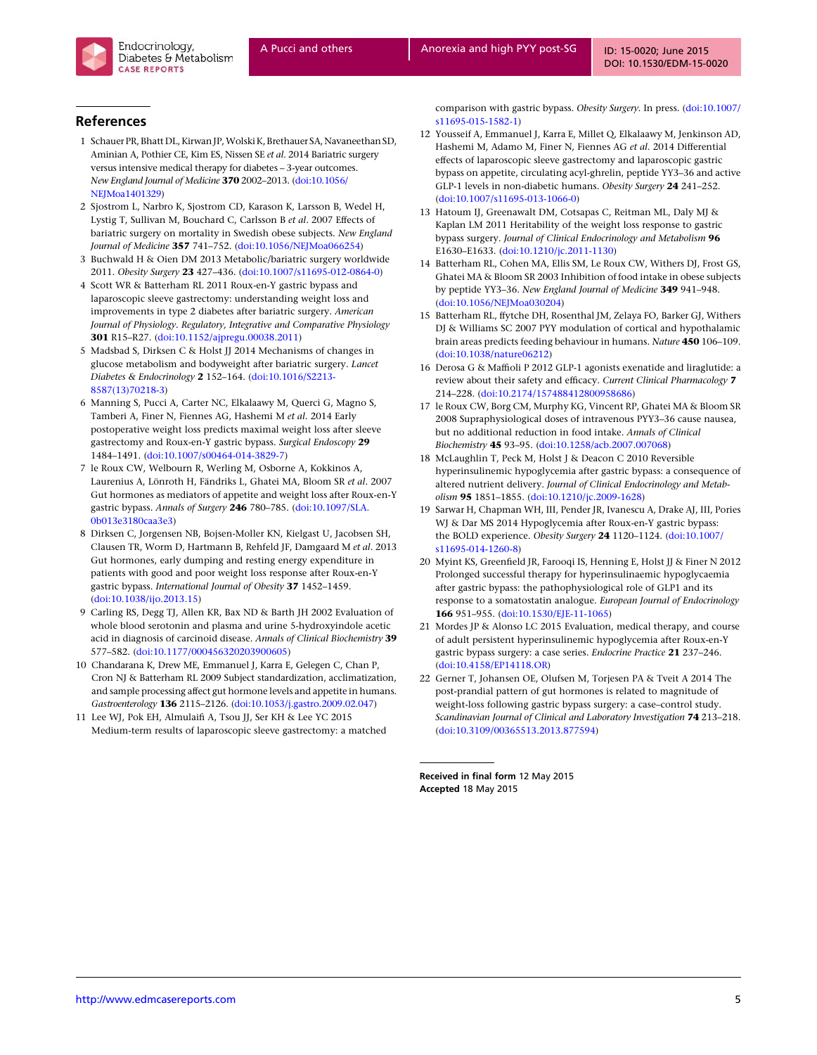## References

1. Schauer PR, Bhatt DL, Kirwan JP, Wolski K, Brethauer SA, Navaneethan SD, Aminian A, Pothier CE, Kim ES, Nissen SE *et al.* 2014 Bariatric surgery versus intensive medical therapy for diabetes – 3-year outcomes. *New England Journal of Medicine* **370** 2002–2013. (doi:10.1056/NEJMoa1401329)
2. Sjostrom L, Narbro K, Sjostrom CD, Karason K, Larsson B, Wedel H, Lystig T, Sullivan M, Bouchard C, Carlsson B *et al.* 2007 Effects of bariatric surgery on mortality in Swedish obese subjects. *New England Journal of Medicine* **357** 741–752. (doi:10.1056/NEJMoa066254)
3. Buchwald H & Oien DM 2013 Metabolic/bariatric surgery worldwide 2011. *Obesity Surgery* **23** 427–436. (doi:10.1007/s11695-012-0864-0)
4. Scott WR & Batterham RL 2011 Roux-en-Y gastric bypass and laparoscopic sleeve gastrectomy: understanding weight loss and improvements in type 2 diabetes after bariatric surgery. *American Journal of Physiology. Regulatory, Integrative and Comparative Physiology* **301** R15–R27. (doi:10.1152/ajpregu.00038.2011)
5. Madsbad S, Dirksen C & Holst JJ 2014 Mechanisms of changes in glucose metabolism and bodyweight after bariatric surgery. *Lancet Diabetes & Endocrinology* **2** 152–164. (doi:10.1016/S2213-8587(13)70218-3)
6. Manning S, Pucci A, Carter NC, Elkalaawy M, Querci G, Magno S, Tamberi A, Finer N, Fiennes AG, Hashemi M *et al.* 2014 Early postoperative weight loss predicts maximal weight loss after sleeve gastrectomy and Roux-en-Y gastric bypass. *Surgical Endoscopy* **29** 1484–1491. (doi:10.1007/s00464-014-3829-7)
7. le Roux CW, Welbourn R, Werling M, Osborne A, Kokkinos A, Laurenius A, Lönroth H, Fändriks L, Ghatei MA, Bloom SR *et al.* 2007 Gut hormones as mediators of appetite and weight loss after Roux-en-Y gastric bypass. *Annals of Surgery* **246** 780–785. (doi:10.1097/SLA.0b013e3180caa3e3)
8. Dirksen C, Jorgensen NB, Bojsen-Moller KN, Kielgast U, Jacobsen SH, Clausen TR, Worm D, Hartmann B, Rehfeld JF, Damgaard M *et al.* 2013 Gut hormones, early dumping and resting energy expenditure in patients with good and poor weight loss response after Roux-en-Y gastric bypass. *International Journal of Obesity* **37** 1452–1459. (doi:10.1038/ijo.2013.15)
9. Carling RS, Degg TJ, Allen KR, Bax ND & Barth JH 2002 Evaluation of whole blood serotonin and plasma and urine 5-hydroxyindole acetic acid in diagnosis of carcinoid disease. *Annals of Clinical Biochemistry* **39** 577–582. (doi:10.1177/000456320203900605)
10. Chandarana K, Drew ME, Emmanuel J, Karra E, Gelegen C, Chan P, Cron NJ & Batterham RL 2009 Subject standardization, acclimatization, and sample processing affect gut hormone levels and appetite in humans. *Gastroenterology* **136** 2115–2126. (doi:10.1053/j.gastro.2009.02.047)
11. Lee WJ, Pok EH, Almulaifi A, Tsou JJ, Ser KH & Lee YC 2015 Medium-term results of laparoscopic sleeve gastrectomy: a matched comparison with gastric bypass. *Obesity Surgery*. In press. (doi:10.1007/s11695-015-1582-1)
12. Yousseif A, Emmanuel J, Karra E, Millet Q, Elkalaawy M, Jenkinson AD, Hashemi M, Adamo M, Finer N, Fiennes AG *et al.* 2014 Differential effects of laparoscopic sleeve gastrectomy and laparoscopic gastric bypass on appetite, circulating acyl-ghrelin, peptide YY3–36 and active GLP-1 levels in non-diabetic humans. *Obesity Surgery* **24** 241–252. (doi:10.1007/s11695-013-1066-0)
13. Hatoum IJ, Greenawalt DM, Cotsapas C, Reitman ML, Daly MJ & Kaplan LM 2011 Heritability of the weight loss response to gastric bypass surgery. *Journal of Clinical Endocrinology and Metabolism* **96** E1630–E1633. (doi:10.1210/jc.2011-1130)
14. Batterham RL, Cohen MA, Ellis SM, Le Roux CW, Withers DJ, Frost GS, Ghatei MA & Bloom SR 2003 Inhibition of food intake in obese subjects by peptide YY3–36. *New England Journal of Medicine* **349** 941–948. (doi:10.1056/NEJMoa030204)
15. Batterham RL, ffytche DH, Rosenthal JM, Zelaya FO, Barker GJ, Withers DJ & Williams SC 2007 PYY modulation of cortical and hypothalamic brain areas predicts feeding behaviour in humans. *Nature* **450** 106–109. (doi:10.1038/nature06212)
16. Derosa G & Maffioli P 2012 GLP-1 agonists exenatide and liraglutide: a review about their safety and efficacy. *Current Clinical Pharmacology* **7** 214–228. (doi:10.2174/157488412800958686)
17. le Roux CW, Borg CM, Murphy KG, Vincent RP, Ghatei MA & Bloom SR 2008 Supraphysiological doses of intravenous PYY3–36 cause nausea, but no additional reduction in food intake. *Annals of Clinical Biochemistry* **45** 93–95. (doi:10.1258/acb.2007.007068)
18. McLaughlin T, Peck M, Holst J & Deacon C 2010 Reversible hyperinsulinemic hypoglycemia after gastric bypass: a consequence of altered nutrient delivery. *Journal of Clinical Endocrinology and Metabolism* **95** 1851–1855. (doi:10.1210/jc.2009-1628)
19. Sarwar H, Chapman WH, III, Pender JR, Ivanescu A, Drake AJ, III, Pories WJ & Dar MS 2014 Hypoglycemia after Roux-en-Y gastric bypass: the BOLD experience. *Obesity Surgery* **24** 1120–1124. (doi:10.1007/s11695-014-1260-8)
20. Myint KS, Greenfield JR, Farooqi IS, Henning E, Holst JJ & Finer N 2012 Prolonged successful therapy for hyperinsulinaemic hypoglycaemia after gastric bypass: the pathophysiological role of GLP1 and its response to a somatostatin analogue. *European Journal of Endocrinology* **166** 951–955. (doi:10.1530/EJE-11-1065)
21. Mordes JP & Alonso LC 2015 Evaluation, medical therapy, and course of adult persistent hyperinsulinemic hypoglycemia after Roux-en-Y gastric bypass surgery: a case series. *Endocrine Practice* **21** 237–246. (doi:10.4158/EP14118.OR)
22. Gerner T, Johansen OE, Olufsen M, Torjesen PA & Tveit A 2014 The post-prandial pattern of gut hormones is related to magnitude of weight-loss following gastric bypass surgery: a case–control study. *Scandinavian Journal of Clinical and Laboratory Investigation* **74** 213–218. (doi:10.3109/00365513.2013.877594)

**Received in final form** 12 May 2015
**Accepted** 18 May 2015